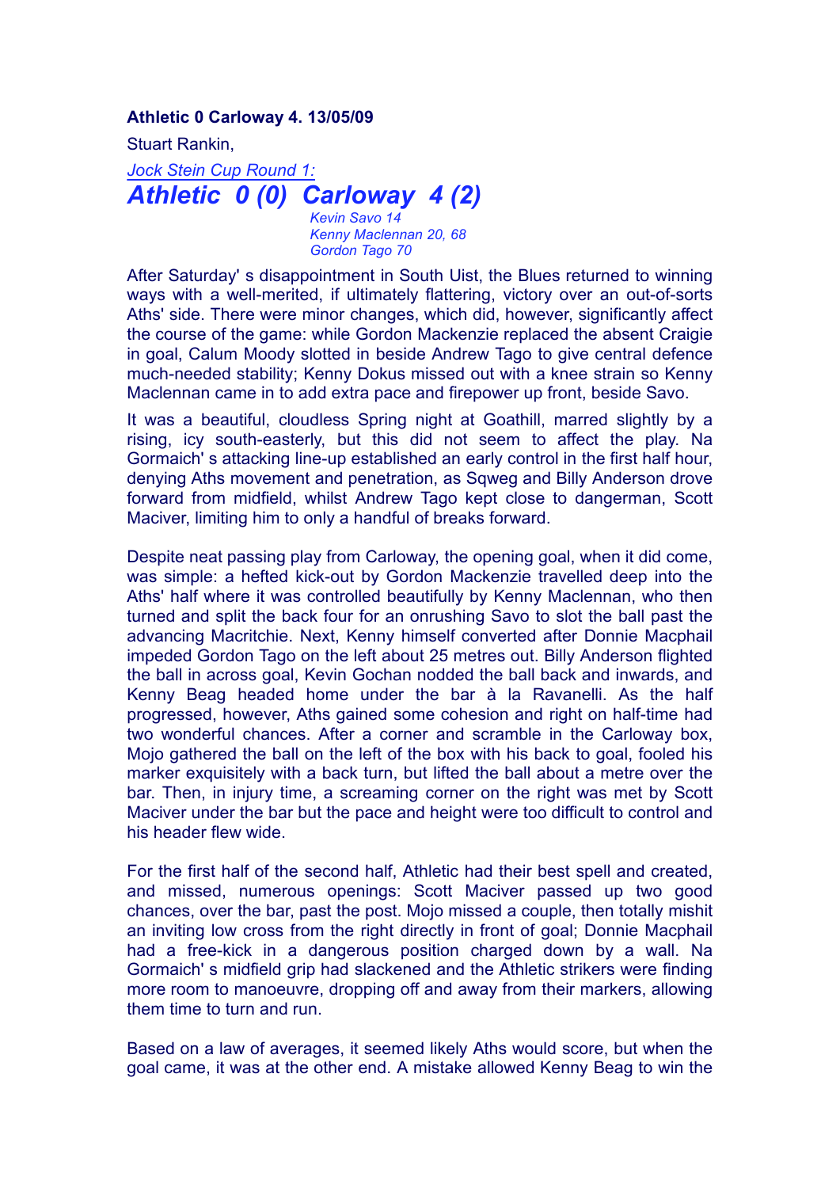**Athletic 0 Carloway 4. 13/05/09**

Stuart Rankin,

*Jock Stein Cup Round 1:*

## *Athletic 0 (0) Carloway 4 (2)*

*Kevin Savo 14*
*Kenny Maclennan 20, 68*
*Gordon Tago 70*

After Saturday' s disappointment in South Uist, the Blues returned to winning ways with a well-merited, if ultimately flattering, victory over an out-of-sorts Aths' side. There were minor changes, which did, however, significantly affect the course of the game: while Gordon Mackenzie replaced the absent Craigie in goal, Calum Moody slotted in beside Andrew Tago to give central defence much-needed stability; Kenny Dokus missed out with a knee strain so Kenny Maclennan came in to add extra pace and firepower up front, beside Savo.

It was a beautiful, cloudless Spring night at Goathill, marred slightly by a rising, icy south-easterly, but this did not seem to affect the play. Na Gormaich' s attacking line-up established an early control in the first half hour, denying Aths movement and penetration, as Sqweg and Billy Anderson drove forward from midfield, whilst Andrew Tago kept close to dangerman, Scott Maciver, limiting him to only a handful of breaks forward.

Despite neat passing play from Carloway, the opening goal, when it did come, was simple: a hefted kick-out by Gordon Mackenzie travelled deep into the Aths' half where it was controlled beautifully by Kenny Maclennan, who then turned and split the back four for an onrushing Savo to slot the ball past the advancing Macritchie. Next, Kenny himself converted after Donnie Macphail impeded Gordon Tago on the left about 25 metres out. Billy Anderson flighted the ball in across goal, Kevin Gochan nodded the ball back and inwards, and Kenny Beag headed home under the bar à la Ravanelli. As the half progressed, however, Aths gained some cohesion and right on half-time had two wonderful chances. After a corner and scramble in the Carloway box, Mojo gathered the ball on the left of the box with his back to goal, fooled his marker exquisitely with a back turn, but lifted the ball about a metre over the bar. Then, in injury time, a screaming corner on the right was met by Scott Maciver under the bar but the pace and height were too difficult to control and his header flew wide.

For the first half of the second half, Athletic had their best spell and created, and missed, numerous openings: Scott Maciver passed up two good chances, over the bar, past the post. Mojo missed a couple, then totally mishit an inviting low cross from the right directly in front of goal; Donnie Macphail had a free-kick in a dangerous position charged down by a wall. Na Gormaich' s midfield grip had slackened and the Athletic strikers were finding more room to manoeuvre, dropping off and away from their markers, allowing them time to turn and run.

Based on a law of averages, it seemed likely Aths would score, but when the goal came, it was at the other end. A mistake allowed Kenny Beag to win the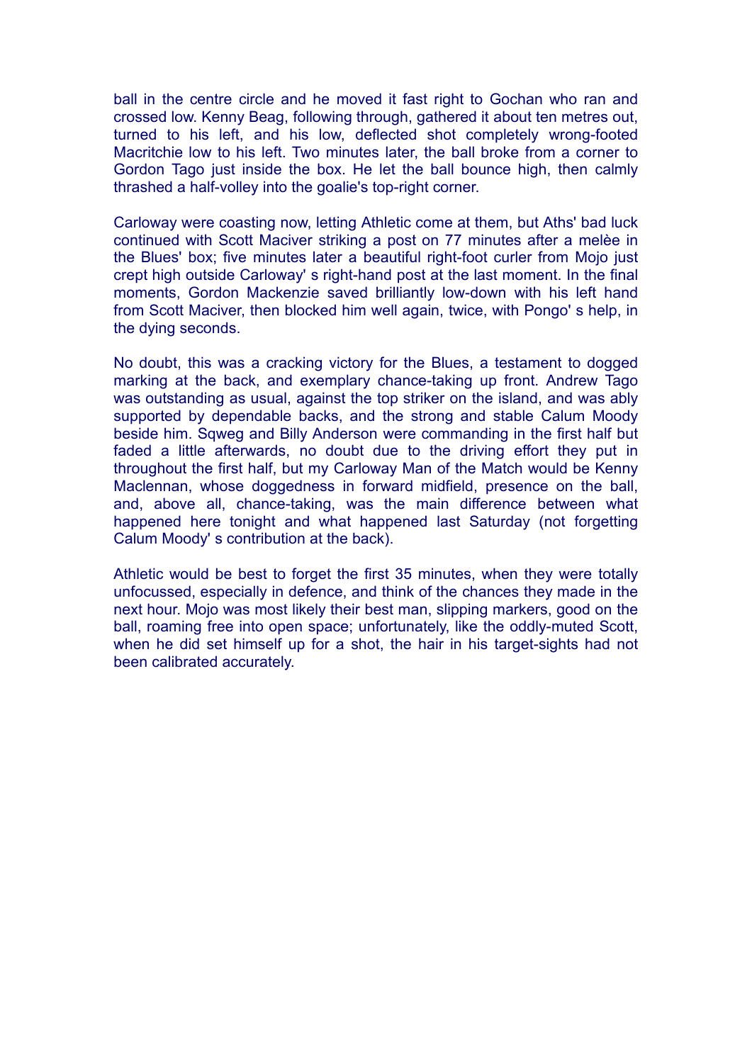ball in the centre circle and he moved it fast right to Gochan who ran and crossed low. Kenny Beag, following through, gathered it about ten metres out, turned to his left, and his low, deflected shot completely wrong-footed Macritchie low to his left. Two minutes later, the ball broke from a corner to Gordon Tago just inside the box. He let the ball bounce high, then calmly thrashed a half-volley into the goalie's top-right corner.

Carloway were coasting now, letting Athletic come at them, but Aths' bad luck continued with Scott Maciver striking a post on 77 minutes after a melèe in the Blues' box; five minutes later a beautiful right-foot curler from Mojo just crept high outside Carloway' s right-hand post at the last moment. In the final moments, Gordon Mackenzie saved brilliantly low-down with his left hand from Scott Maciver, then blocked him well again, twice, with Pongo' s help, in the dying seconds.

No doubt, this was a cracking victory for the Blues, a testament to dogged marking at the back, and exemplary chance-taking up front. Andrew Tago was outstanding as usual, against the top striker on the island, and was ably supported by dependable backs, and the strong and stable Calum Moody beside him. Sqweg and Billy Anderson were commanding in the first half but faded a little afterwards, no doubt due to the driving effort they put in throughout the first half, but my Carloway Man of the Match would be Kenny Maclennan, whose doggedness in forward midfield, presence on the ball, and, above all, chance-taking, was the main difference between what happened here tonight and what happened last Saturday (not forgetting Calum Moody' s contribution at the back).

Athletic would be best to forget the first 35 minutes, when they were totally unfocussed, especially in defence, and think of the chances they made in the next hour. Mojo was most likely their best man, slipping markers, good on the ball, roaming free into open space; unfortunately, like the oddly-muted Scott, when he did set himself up for a shot, the hair in his target-sights had not been calibrated accurately.